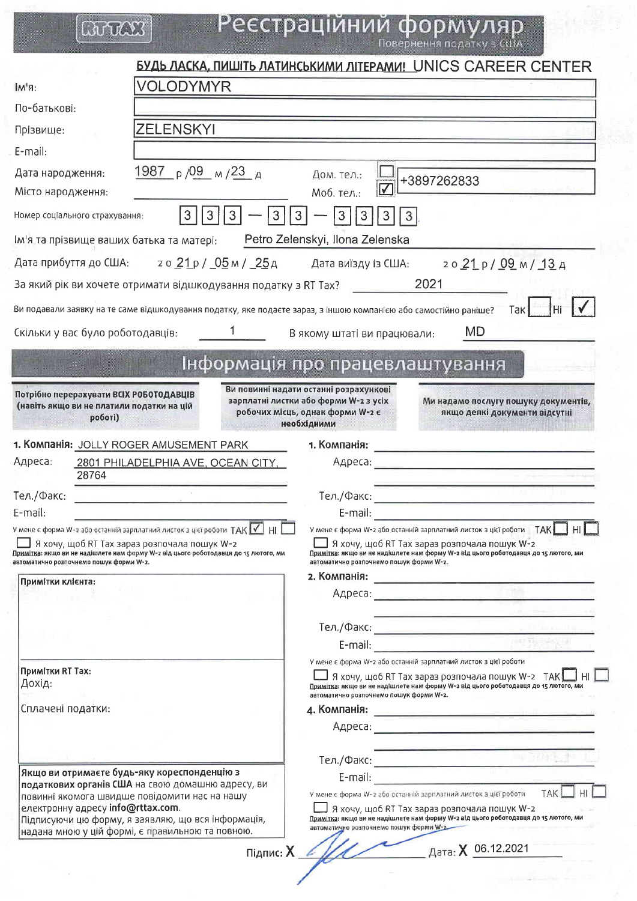RTTAX

# Реєстраційний формуляр

Повернення податку з США

**БУДЬ ЛАСКА, ПИШІТЬ ЛАТИНСЬКИМИ ЛІТЕРАМИ!** UNICS CAREER CENTER

Ім'я: VOLODYMYR

По-батькові:

Прізвище: ZELENSKYI

E-mail:

Дата народження: 1987 р /09 м /23 д

Місто народження:

Дом. тел.: ☐

Моб. тел.: ☑ +3897262833

Номер соціального страхування: 333 — 33 — 3333

Ім'я та прізвище ваших батька та матері: Petro Zelenskyi, Ilona Zelenska

Дата прибуття до США: 2021 р / 05 м / 25 д

Дата виїзду із США: 2021 р / 09 м / 13 д

За який рік ви хочете отримати відшкодування податку з RT Tax? 2021

Ви подавали заявку на те саме відшкодування податку, яке подаєте зараз, з іншою компанією або самостійно раніше? Так ☐ Ні ☑

Скільки у вас було роботодавців: 1

В якому штаті ви працювали: MD

## Інформація про працевлаштування

**Потрібно перерахувати ВСІХ РОБОТОДАВЦІВ (навіть якщо ви не платили податки на цій роботі)**

**Ви повинні надати останні розрахункові зарплатні листки або форми W-2 з усіх робочих місць, однак форми W-2 є необхідними**

**Ми надамо послугу пошуку документів, якщо деякі документи відсутні**

**1. Компанія:** JOLLY ROGER AMUSEMENT PARK

Адреса: 2801 PHILADELPHIA AVE, OCEAN CITY, 28764

Тел./Факс:

E-mail:

У мене є форма W-2 або останній зарплатний листок з цієї роботи ТАК ☑ НІ ☐

☐ Я хочу, щоб RT Tax зараз розпочала пошук W-2

**Примітка:** якщо ви не надішлете нам форму W-2 від цього роботодавця до 15 лютого, ми автоматично розпочнемо пошук форми W-2.

**Примітки клієнта:**

**Примітки RT Tax:**

Дохід:

Сплачені податки:

**Якщо ви отримаєте будь-яку кореспонденцію з податкових органів США на свою домашню адресу, ви повинні якомога швидше повідомити нас на нашу електронну адресу info@rttax.com.**

Підписуючи цю форму, я заявляю, що вся інформація, надана мною у цій формі, є правильною та повною.

**1. Компанія:**

Адреса:

Тел./Факс:

E-mail:

У мене є форма W-2 або останній зарплатний листок з цієї роботи ТАК ☐ НІ ☐

☐ Я хочу, щоб RT Tax зараз розпочала пошук W-2

**Примітка:** якщо ви не надішлете нам форму W-2 від цього роботодавця до 15 лютого, ми автоматично розпочнемо пошук форми W-2.

**2. Компанія:**

Адреса:

Тел./Факс:

E-mail:

У мене є форма W-2 або останній зарплатний листок з цієї роботи

☐ Я хочу, щоб RT Tax зараз розпочала пошук W-2 ТАК ☐ НІ ☐

**Примітка:** якщо ви не надішлете нам форму W-2 від цього роботодавця до 15 лютого, ми автоматично розпочнемо пошук форми W-2.

**4. Компанія:**

Адреса:

Тел./Факс:

E-mail:

У мене є форма W-2 або останній зарплатний листок з цієї роботи ТАК ☐ НІ ☐

☐ Я хочу, щоб RT Tax зараз розпочала пошук W-2

**Примітка:** якщо ви не надішлете нам форму W-2 від цього роботодавця до 15 лютого, ми автоматично розпочнемо пошук форми W-2.

Підпис: X [signature]

Дата: X 06.12.2021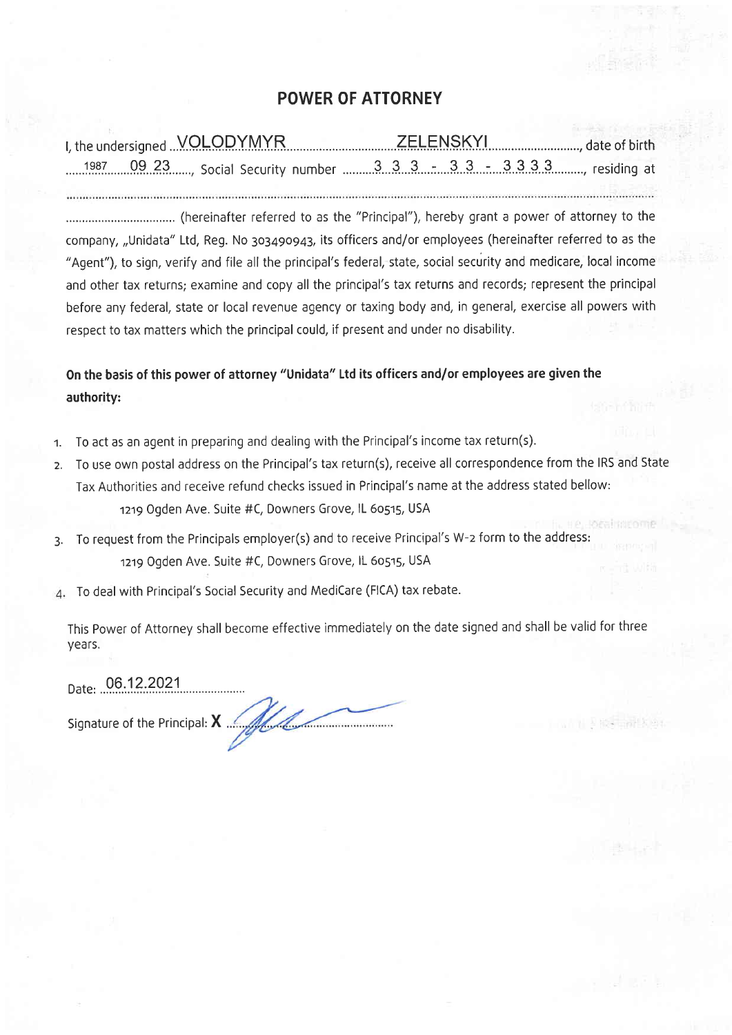# POWER OF ATTORNEY

I, the undersigned VOLODYMYR ZELENSKYI, date of birth 1987 09 23, Social Security number 333-33-3333, residing at ........................................................................................................................................ (hereinafter referred to as the "Principal"), hereby grant a power of attorney to the company, „Unidata" Ltd, Reg. No 303490943, its officers and/or employees (hereinafter referred to as the "Agent"), to sign, verify and file all the principal's federal, state, social security and medicare, local income and other tax returns; examine and copy all the principal's tax returns and records; represent the principal before any federal, state or local revenue agency or taxing body and, in general, exercise all powers with respect to tax matters which the principal could, if present and under no disability.

**On the basis of this power of attorney "Unidata" Ltd its officers and/or employees are given the authority:**

1. To act as an agent in preparing and dealing with the Principal's income tax return(s).
2. To use own postal address on the Principal's tax return(s), receive all correspondence from the IRS and State Tax Authorities and receive refund checks issued in Principal's name at the address stated bellow:
   1219 Ogden Ave. Suite #C, Downers Grove, IL 60515, USA
3. To request from the Principals employer(s) and to receive Principal's W-2 form to the address:
   1219 Ogden Ave. Suite #C, Downers Grove, IL 60515, USA
4. To deal with Principal's Social Security and MediCare (FICA) tax rebate.

This Power of Attorney shall become effective immediately on the date signed and shall be valid for three years.

Date: 06.12.2021

Signature of the Principal: X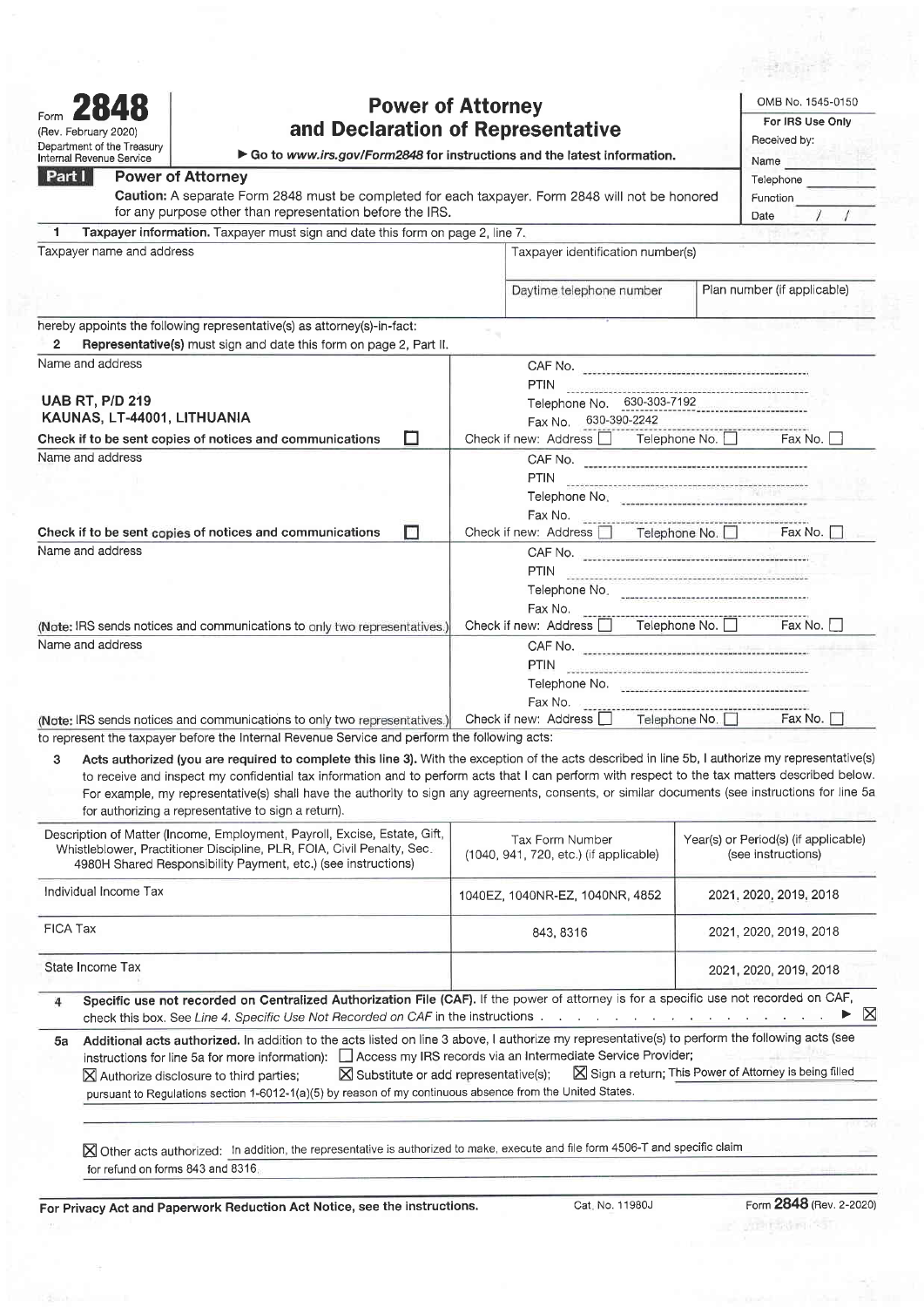Form **2848** (Rev. February 2020) Department of the Treasury Internal Revenue Service

# Power of Attorney and Declaration of Representative

▶ Go to www.irs.gov/Form2848 for instructions and the latest information.

OMB No. 1545-0150

**For IRS Use Only**
Received by:
Name
Telephone
Function
Date / /

## Part I Power of Attorney

**Caution:** A separate Form 2848 must be completed for each taxpayer. Form 2848 will not be honored for any purpose other than representation before the IRS.

**1 Taxpayer information.** Taxpayer must sign and date this form on page 2, line 7.

| Taxpayer name and address | Taxpayer identification number(s) | |
|---|---|---|
| | Daytime telephone number | Plan number (if applicable) |

hereby appoints the following representative(s) as attorney(s)-in-fact:

**2 Representative(s)** must sign and date this form on page 2, Part II.

| Name and address | |
|---|---|
| **UAB RT, P/D 219** **KAUNAS, LT-44001, LITHUANIA** | CAF No. PTIN Telephone No. 630-303-7192 Fax No. 630-390-2242 |
| Check if to be sent copies of notices and communications ☐ | Check if new: Address ☐ Telephone No. ☐ Fax No. ☐ |
| Name and address | CAF No. PTIN Telephone No. Fax No. |
| Check if to be sent copies of notices and communications ☐ | Check if new: Address ☐ Telephone No. ☐ Fax No. ☐ |
| Name and address | CAF No. PTIN Telephone No. Fax No. |
| (**Note:** IRS sends notices and communications to only two representatives.) | Check if new: Address ☐ Telephone No. ☐ Fax No. ☐ |
| Name and address | CAF No. PTIN Telephone No. Fax No. |
| (**Note:** IRS sends notices and communications to only two representatives.) | Check if new: Address ☐ Telephone No. ☐ Fax No. ☐ |

to represent the taxpayer before the Internal Revenue Service and perform the following acts:

**3 Acts authorized (you are required to complete this line 3).** With the exception of the acts described in line 5b, I authorize my representative(s) to receive and inspect my confidential tax information and to perform acts that I can perform with respect to the tax matters described below. For example, my representative(s) shall have the authority to sign any agreements, consents, or similar documents (see instructions for line 5a for authorizing a representative to sign a return).

| Description of Matter (Income, Employment, Payroll, Excise, Estate, Gift, Whistleblower, Practitioner Discipline, PLR, FOIA, Civil Penalty, Sec. 4980H Shared Responsibility Payment, etc.) (see instructions) | Tax Form Number (1040, 941, 720, etc.) (if applicable) | Year(s) or Period(s) (if applicable) (see instructions) |
|---|---|---|
| Individual Income Tax | 1040EZ, 1040NR-EZ, 1040NR, 4852 | 2021, 2020, 2019, 2018 |
| FICA Tax | 843, 8316 | 2021, 2020, 2019, 2018 |
| State Income Tax | | 2021, 2020, 2019, 2018 |

**4 Specific use not recorded on Centralized Authorization File (CAF).** If the power of attorney is for a specific use not recorded on CAF, check this box. See *Line 4. Specific Use Not Recorded on CAF* in the instructions . . . . . . . . . . . . . . . . . ▶ ☒

**5a Additional acts authorized.** In addition to the acts listed on line 3 above, I authorize my representative(s) to perform the following acts (see instructions for line 5a for more information): ☐ Access my IRS records via an Intermediate Service Provider;
☒ Authorize disclosure to third parties; ☒ Substitute or add representative(s); ☒ Sign a return; This Power of Attorney is being filled pursuant to Regulations section 1-6012-1(a)(5) by reason of my continuous absence from the United States.

☒ Other acts authorized: In addition, the representative is authorized to make, execute and file form 4506-T and specific claim for refund on forms 843 and 8316.

**For Privacy Act and Paperwork Reduction Act Notice, see the instructions.** Cat. No. 11980J Form **2848** (Rev. 2-2020)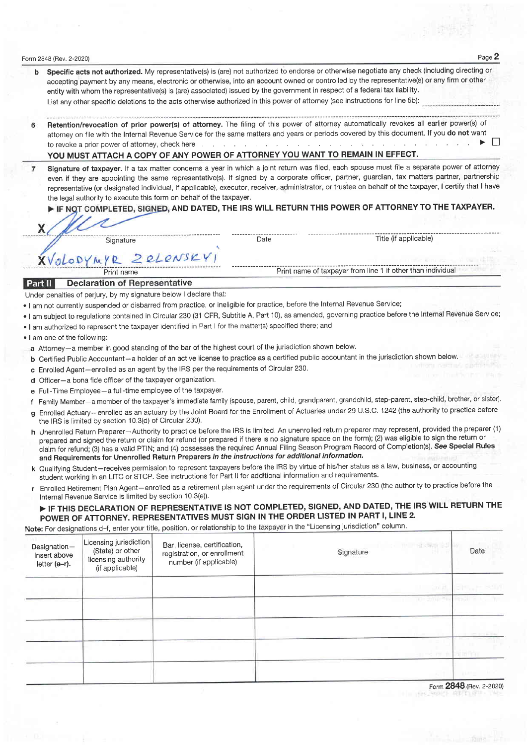**b Specific acts not authorized.** My representative(s) is (are) not authorized to endorse or otherwise negotiate any check (including directing or accepting payment by any means, electronic or otherwise, into an account owned or controlled by the representative(s) or any firm or other entity with whom the representative(s) is (are) associated) issued by the government in respect of a federal tax liability.

List any other specific deletions to the acts otherwise authorized in this power of attorney (see instructions for line 5b): ______________________

**6 Retention/revocation of prior power(s) of attorney.** The filing of this power of attorney automatically revokes all earlier power(s) of attorney on file with the Internal Revenue Service for the same matters and years or periods covered by this document. If you **do not** want to revoke a prior power of attorney, check here . . . . . . . . . . ▶ ☐

**YOU MUST ATTACH A COPY OF ANY POWER OF ATTORNEY YOU WANT TO REMAIN IN EFFECT.**

**7 Signature of taxpayer.** If a tax matter concerns a year in which a joint return was filed, each spouse must file a separate power of attorney even if they are appointing the same representative(s). If signed by a corporate officer, partner, guardian, tax matters partner, partnership representative (or designated individual, if applicable), executor, receiver, administrator, or trustee on behalf of the taxpayer, I certify that I have the legal authority to execute this form on behalf of the taxpayer.

▶ **IF NOT COMPLETED, SIGNED, AND DATED, THE IRS WILL RETURN THIS POWER OF ATTORNEY TO THE TAXPAYER.**

X [signature] ______________________ Signature | ______________ Date | ______________________ Title (if applicable)

X VOLODYMYR ZELENSKYI ______________________ Print name | ______________________ Print name of taxpayer from line 1 if other than individual

## Part II Declaration of Representative

Under penalties of perjury, by my signature below I declare that:

- I am not currently suspended or disbarred from practice, or ineligible for practice, before the Internal Revenue Service;
- I am subject to regulations contained in Circular 230 (31 CFR, Subtitle A, Part 10), as amended, governing practice before the Internal Revenue Service;
- I am authorized to represent the taxpayer identified in Part I for the matter(s) specified there; and
- I am one of the following:

a Attorney—a member in good standing of the bar of the highest court of the jurisdiction shown below.

b Certified Public Accountant—a holder of an active license to practice as a certified public accountant in the jurisdiction shown below.

c Enrolled Agent—enrolled as an agent by the IRS per the requirements of Circular 230.

d Officer—a bona fide officer of the taxpayer organization.

e Full-Time Employee—a full-time employee of the taxpayer.

f Family Member—a member of the taxpayer's immediate family (spouse, parent, child, grandparent, grandchild, step-parent, step-child, brother, or sister).

g Enrolled Actuary—enrolled as an actuary by the Joint Board for the Enrollment of Actuaries under 29 U.S.C. 1242 (the authority to practice before the IRS is limited by section 10.3(d) of Circular 230).

h Unenrolled Return Preparer—Authority to practice before the IRS is limited. An unenrolled return preparer may represent, provided the preparer (1) prepared and signed the return or claim for refund (or prepared if there is no signature space on the form); (2) was eligible to sign the return or claim for refund; (3) has a valid PTIN; and (4) possesses the required Annual Filing Season Program Record of Completion(s). ***See Special Rules and Requirements for Unenrolled Return Preparers in the instructions for additional information.***

k Qualifying Student—receives permission to represent taxpayers before the IRS by virtue of his/her status as a law, business, or accounting student working in an LITC or STCP. See instructions for Part II for additional information and requirements.

r Enrolled Retirement Plan Agent—enrolled as a retirement plan agent under the requirements of Circular 230 (the authority to practice before the Internal Revenue Service is limited by section 10.3(e)).

▶ **IF THIS DECLARATION OF REPRESENTATIVE IS NOT COMPLETED, SIGNED, AND DATED, THE IRS WILL RETURN THE POWER OF ATTORNEY. REPRESENTATIVES MUST SIGN IN THE ORDER LISTED IN PART I, LINE 2.**

**Note:** For designations d–f, enter your title, position, or relationship to the taxpayer in the "Licensing jurisdiction" column.

| Designation—Insert above letter (a–r). | Licensing jurisdiction (State) or other licensing authority (if applicable) | Bar, license, certification, registration, or enrollment number (if applicable) | Signature | Date |
|---|---|---|---|---|
| | | | | |
| | | | | |
| | | | | |
| | | | | |
| | | | | |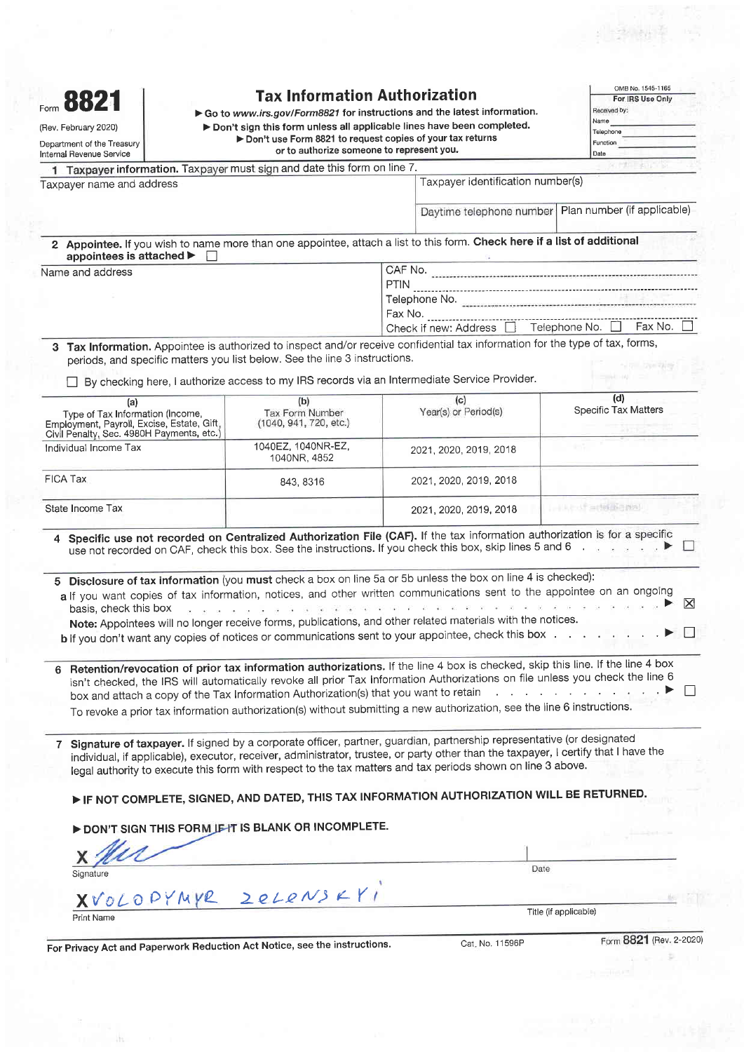Form **8821** (Rev. February 2020)
Department of the Treasury
Internal Revenue Service

# Tax Information Authorization

▶ Go to *www.irs.gov/Form8821* for instructions and the latest information.
▶ Don't sign this form unless all applicable lines have been completed.
▶ Don't use Form 8821 to request copies of your tax returns or to authorize someone to represent you.

OMB No. 1545-1165

**For IRS Use Only**
Received by:
Name
Telephone
Function
Date

**1 Taxpayer information.** Taxpayer must sign and date this form on line 7.

| Taxpayer name and address | Taxpayer identification number(s) | |
|---|---|---|
| | Daytime telephone number | Plan number (if applicable) |

**2 Appointee.** If you wish to name more than one appointee, attach a list to this form. **Check here if a list of additional appointees is attached** ▶ ☐

Name and address

CAF No.
PTIN
Telephone No.
Fax No.
Check if new: Address ☐ Telephone No. ☐ Fax No. ☐

**3 Tax Information.** Appointee is authorized to inspect and/or receive confidential tax information for the type of tax, forms, periods, and specific matters you list below. See the line 3 instructions.

☐ By checking here, I authorize access to my IRS records via an Intermediate Service Provider.

| (a) Type of Tax Information (Income, Employment, Payroll, Excise, Estate, Gift, Civil Penalty, Sec. 4980H Payments, etc.) | (b) Tax Form Number (1040, 941, 720, etc.) | (c) Year(s) or Period(s) | (d) Specific Tax Matters |
|---|---|---|---|
| Individual Income Tax | 1040EZ, 1040NR-EZ, 1040NR, 4852 | 2021, 2020, 2019, 2018 | |
| FICA Tax | 843, 8316 | 2021, 2020, 2019, 2018 | |
| State Income Tax | | 2021, 2020, 2019, 2018 | |

**4 Specific use not recorded on Centralized Authorization File (CAF).** If the tax information authorization is for a specific use not recorded on CAF, check this box. See the instructions. If you check this box, skip lines 5 and 6 . . . . . . ▶ ☐

**5 Disclosure of tax information** (you **must** check a box on line 5a or 5b unless the box on line 4 is checked):

**a** If you want copies of tax information, notices, and other written communications sent to the appointee on an ongoing basis, check this box . . . . . ▶ ☒

**Note:** Appointees will no longer receive forms, publications, and other related materials with the notices.

**b** If you don't want any copies of notices or communications sent to your appointee, check this box . . . . . . . . ▶ ☐

**6 Retention/revocation of prior tax information authorizations.** If the line 4 box is checked, skip this line. If the line 4 box isn't checked, the IRS will automatically revoke all prior Tax Information Authorizations on file unless you check the line 6 box and attach a copy of the Tax Information Authorization(s) that you want to retain . . . . . . ▶ ☐

To revoke a prior tax information authorization(s) without submitting a new authorization, see the line 6 instructions.

**7 Signature of taxpayer.** If signed by a corporate officer, partner, guardian, partnership representative (or designated individual, if applicable), executor, receiver, administrator, trustee, or party other than the taxpayer, I certify that I have the legal authority to execute this form with respect to the tax matters and tax periods shown on line 3 above.

▶ **IF NOT COMPLETE, SIGNED, AND DATED, THIS TAX INFORMATION AUTHORIZATION WILL BE RETURNED.**

▶ **DON'T SIGN THIS FORM IF IT IS BLANK OR INCOMPLETE.**

X [signature]
Signature — Date

X VOLODYMYR ZELENSKYI
Print Name — Title (if applicable)

**For Privacy Act and Paperwork Reduction Act Notice, see the instructions.** Cat. No. 11596P Form **8821** (Rev. 2-2020)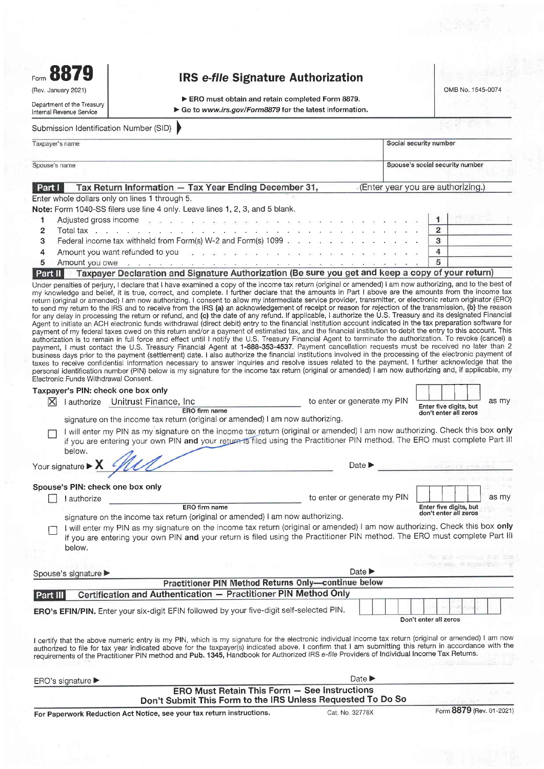# Form 8879 — IRS *e-file* Signature Authorization

(Rev. January 2021)

Department of the Treasury
Internal Revenue Service

▶ ERO must obtain and retain completed Form 8879.
▶ Go to *www.irs.gov/Form8879* for the latest information.

OMB No. 1545-0074

Submission Identification Number (SID) ▶

| Taxpayer's name | Social security number |
|---|---|
| | |
| **Spouse's name** | **Spouse's social security number** |
| | |

## Part I — Tax Return Information — Tax Year Ending December 31, ______ (Enter year you are authorizing.)

Enter whole dollars only on lines 1 through 5.

**Note:** Form 1040-SS filers use line 4 only. Leave lines 1, 2, 3, and 5 blank.

| | | | |
|---|---|---|---|
| 1 | Adjusted gross income | 1 | |
| 2 | Total tax | 2 | |
| 3 | Federal income tax withheld from Form(s) W-2 and Form(s) 1099 | 3 | |
| 4 | Amount you want refunded to you | 4 | |
| 5 | Amount you owe | 5 | |

## Part II — Taxpayer Declaration and Signature Authorization (Be sure you get and keep a copy of your return)

Under penalties of perjury, I declare that I have examined a copy of the income tax return (original or amended) I am now authorizing, and to the best of my knowledge and belief, it is true, correct, and complete. I further declare that the amounts in Part I above are the amounts from the income tax return (original or amended) I am now authorizing. I consent to allow my intermediate service provider, transmitter, or electronic return originator (ERO) to send my return to the IRS and to receive from the IRS (a) an acknowledgement of receipt or reason for rejection of the transmission, (b) the reason for any delay in processing the return or refund, and (c) the date of any refund. If applicable, I authorize the U.S. Treasury and its designated Financial Agent to initiate an ACH electronic funds withdrawal (direct debit) entry to the financial institution account indicated in the tax preparation software for payment of my federal taxes owed on this return and/or a payment of estimated tax, and the financial institution to debit the entry to this account. This authorization is to remain in full force and effect until I notify the U.S. Treasury Financial Agent to terminate the authorization. To revoke (cancel) a payment, I must contact the U.S. Treasury Financial Agent at **1-888-353-4537**. Payment cancellation requests must be received no later than 2 business days prior to the payment (settlement) date. I also authorize the financial institutions involved in the processing of the electronic payment of taxes to receive confidential information necessary to answer inquiries and resolve issues related to the payment. I further acknowledge that the personal identification number (PIN) below is my signature for the income tax return (original or amended) I am now authorizing and, if applicable, my Electronic Funds Withdrawal Consent.

**Taxpayer's PIN: check one box only**

☒ I authorize Unitrust Finance, Inc (ERO firm name) to enter or generate my PIN [ ] (Enter five digits, but don't enter all zeros) as my signature on the income tax return (original or amended) I am now authorizing.

☐ I will enter my PIN as my signature on the income tax return (original or amended) I am now authorizing. Check this box **only** if you are entering your own PIN **and** your return is filed using the Practitioner PIN method. The ERO must complete Part III below.

Your signature ▶ **X** [signature] Date ▶

**Spouse's PIN: check one box only**

☐ I authorize ______ (ERO firm name) to enter or generate my PIN [ ] (Enter five digits, but don't enter all zeros) as my signature on the income tax return (original or amended) I am now authorizing.

☐ I will enter my PIN as my signature on the income tax return (original or amended) I am now authorizing. Check this box **only** if you are entering your own PIN **and** your return is filed using the Practitioner PIN method. The ERO must complete Part III below.

Spouse's signature ▶ Date ▶

**Practitioner PIN Method Returns Only—continue below**

## Part III — Certification and Authentication — Practitioner PIN Method Only

**ERO's EFIN/PIN.** Enter your six-digit EFIN followed by your five-digit self-selected PIN. [ ] Don't enter all zeros

I certify that the above numeric entry is my PIN, which is my signature for the electronic individual income tax return (original or amended) I am now authorized to file for tax year indicated above for the taxpayer(s) indicated above. I confirm that I am submitting this return in accordance with the requirements of the Practitioner PIN method and **Pub. 1345**, Handbook for Authorized IRS *e-file* Providers of Individual Income Tax Returns.

ERO's signature ▶ Date ▶

**ERO Must Retain This Form — See Instructions**
**Don't Submit This Form to the IRS Unless Requested To Do So**

**For Paperwork Reduction Act Notice, see your tax return instructions.** Cat. No. 32778X Form **8879** (Rev. 01-2021)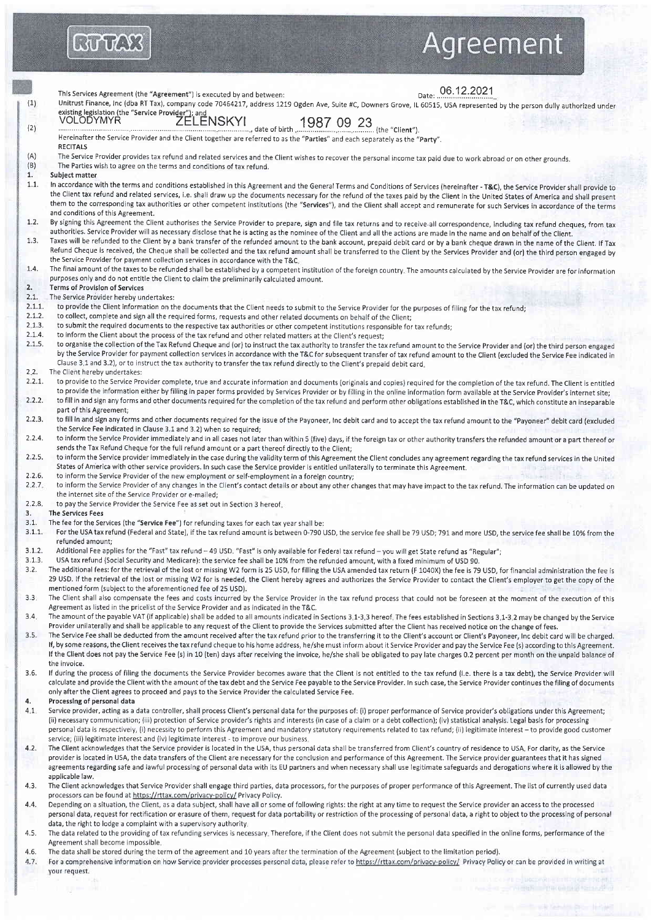RTTAX

# Agreement

This Services Agreement (the "**Agreement**") is executed by and between: Date: 06.12.2021

(1) Unitrust Finance, Inc (dba RT Tax), company code 70464217, address 1219 Ogden Ave, Suite #C, Downers Grove, IL 60515, USA represented by the person dully authorized under existing legislation (the "**Service Provider**"); and

(2) VOLODYMYR ZELENSKYI, date of birth 1987 09 23 (the "**Client**").

Hereinafter the Service Provider and the Client together are referred to as the "**Parties**" and each separately as the "**Party**".

**RECITALS**

(A) The Service Provider provides tax refund and related services and the Client wishes to recover the personal income tax paid due to work abroad or on other grounds.

(B) The Parties wish to agree on the terms and conditions of tax refund.

**1. Subject matter**

1.1. In accordance with the terms and conditions established in this Agreement and the General Terms and Conditions of Services (hereinafter - **T&C**), the Service Provider shall provide to the Client tax refund and related services, i.e. shall draw up the documents necessary for the refund of the taxes paid by the Client in the United States of America and shall present them to the corresponding tax authorities or other competent institutions (the "**Services**"), and the Client shall accept and remunerate for such Services in accordance of the terms and conditions of this Agreement.

1.2. By signing this Agreement the Client authorises the Service Provider to prepare, sign and file tax returns and to receive all correspondence, including tax refund cheques, from tax authorities. Service Provider will as necessary disclose that he is acting as the nominee of the Client and all the actions are made in the name and on behalf of the Client.

1.3. Taxes will be refunded to the Client by a bank transfer of the refunded amount to the bank account, prepaid debit card or by a bank cheque drawn in the name of the Client. If Tax Refund Cheque is received, the Cheque shall be collected and the tax refund amount shall be transferred to the Client by the Services Provider and (or) the third person engaged by the Service Provider for payment collection services in accordance with the T&C.

1.4. The final amount of the taxes to be refunded shall be established by a competent institution of the foreign country. The amounts calculated by the Service Provider are for information purposes only and do not entitle the Client to claim the preliminarily calculated amount.

**2. Terms of Provision of Services**

2.1. The Service Provider hereby undertakes:

2.1.1. to provide the Client information on the documents that the Client needs to submit to the Service Provider for the purposes of filing for the tax refund;

2.1.2. to collect, complete and sign all the required forms, requests and other related documents on behalf of the Client;

2.1.3. to submit the required documents to the respective tax authorities or other competent institutions responsible for tax refunds;

2.1.4. to inform the Client about the process of the tax refund and other related matters at the Client's request;

2.1.5. to organise the collection of the Tax Refund Cheque and (or) to instruct the tax authority to transfer the tax refund amount to the Service Provider and (or) the third person engaged by the Service Provider for payment collection services in accordance with the T&C for subsequent transfer of tax refund amount to the Client (excluded the Service Fee indicated in Clause 3.1 and 3.2), or to instruct the tax authority to transfer the tax refund directly to the Client's prepaid debit card.

2.2. The Client hereby undertakes:

2.2.1. to provide to the Service Provider complete, true and accurate information and documents (originals and copies) required for the completion of the tax refund. The Client is entitled to provide the information either by filling in paper forms provided by Services Provider or by filling in the online information form available at the Service Provider's internet site;

2.2.2. to fill in and sign any forms and other documents required for the completion of the tax refund and perform other obligations established in the T&C, which constitute an inseparable part of this Agreement;

2.2.3. to fill in and sign any forms and other documents required for the issue of the Payoneer, Inc debit card and to accept the tax refund amount to the "Payoneer" debit card (excluded the Service Fee indicated in Clause 3.1 and 3.2) when so required;

2.2.4. to inform the Service Provider immediately and in all cases not later than within 5 (five) days, if the foreign tax or other authority transfers the refunded amount or a part thereof or sends the Tax Refund Cheque for the full refund amount or a part thereof directly to the Client;

2.2.5. to inform the Service provider immediately in the case during the validity term of this Agreement the Client concludes any agreement regarding the tax refund services in the United States of America with other service providers. In such case the Service provider is entitled unilaterally to terminate this Agreement.

2.2.6. to inform the Service Provider of the new employment or self-employment in a foreign country;

2.2.7. to inform the Service Provider of any changes in the Client's contact details or about any other changes that may have impact to the tax refund. The information can be updated on the internet site of the Service Provider or e-mailed;

2.2.8. to pay the Service Provider the Service Fee as set out in Section 3 hereof.

**3. The Services Fees**

3.1. The fee for the Services (the "**Service Fee**") for refunding taxes for each tax year shall be:

3.1.1. For the USA tax refund (Federal and State), if the tax refund amount is between 0-790 USD, the service fee shall be 79 USD; 791 and more USD, the service fee shall be 10% from the refunded amount;

3.1.2. Additional Fee applies for the "Fast" tax refund – 49 USD. "Fast" is only available for Federal tax refund – you will get State refund as "Regular";

3.1.3. USA tax refund (Social Security and Medicare): the service fee shall be 10% from the refunded amount, with a fixed minimum of USD 90.

3.2. The additional fees: for the retrieval of the lost or missing W2 form is 25 USD, for filling the USA amended tax return (F 1040X) the fee is 79 USD, for financial administration the fee is 29 USD. If the retrieval of the lost or missing W2 for is needed, the Client hereby agrees and authorizes the Service Provider to contact the Client's employer to get the copy of the mentioned form (subject to the aforementioned fee of 25 USD).

3.3. The Client shall also compensate the fees and costs incurred by the Service Provider in the tax refund process that could not be foreseen at the moment of the execution of this Agreement as listed in the pricelist of the Service Provider and as indicated in the T&C.

3.4. The amount of the payable VAT (if applicable) shall be added to all amounts indicated in Sections 3.1-3.3 hereof. The fees established in Sections 3.1-3.2 may be changed by the Service Provider unilaterally and shall be applicable to any request of the Client to provide the Services submitted after the Client has received notice on the change of fees.

3.5. The Service Fee shall be deducted from the amount received after the tax refund prior to the transferring it to the Client's account or Client's Payoneer, Inc debit card will be charged. If, by some reasons, the Client receives the tax refund cheque to his home address, he/she must inform about it Service Provider and pay the Service Fee (s) according to this Agreement. If the Client does not pay the Service Fee (s) in 10 (ten) days after receiving the invoice, he/she shall be obligated to pay late charges 0.2 percent per month on the unpaid balance of the invoice.

3.6. If during the process of filing the documents the Service Provider becomes aware that the Client is not entitled to the tax refund (i.e. there is a tax debt), the Service Provider will calculate and provide the Client with the amount of the tax debt and the Service Fee payable to the Service Provider. In such case, the Service Provider continues the filing of documents only after the Client agrees to proceed and pays to the Service Provider the calculated Service Fee.

**4. Processing of personal data**

4.1. Service provider, acting as a data controller, shall process Client's personal data for the purposes of: (i) proper performance of Service provider's obligations under this Agreement; (ii) necessary communication; (iii) protection of Service provider's rights and interests (in case of a claim or a debt collection); (iv) statistical analysis. Legal basis for processing personal data is respectively, (i) necessity to perform this Agreement and mandatory statutory requirements related to tax refund; (ii) legitimate interest – to provide good customer service; (iii) legitimate interest and (iv) legitimate interest - to improve our business.

4.2. The Client acknowledges that the Service provider is located in the USA, thus personal data shall be transferred from Client's country of residence to USA. For clarity, as the Service provider is located in USA, the data transfers of the Client are necessary for the conclusion and performance of this Agreement. The Service provider guarantees that it has signed agreements regarding safe and lawful processing of personal data with its EU partners and when necessary shall use legitimate safeguards and derogations where it is allowed by the applicable law.

4.3. The Client acknowledges that Service Provider shall engage third parties, data processors, for the purposes of proper performance of this Agreement. The list of currently used data processors can be found at https://rttax.com/privacy-policy/ Privacy Policy.

4.4. Depending on a situation, the Client, as a data subject, shall have all or some of following rights: the right at any time to request the Service provider an access to the processed personal data, request for rectification or erasure of them, request for data portability or restriction of the processing of personal data, a right to object to the processing of personal data, the right to lodge a complaint with a supervisory authority.

4.5. The data related to the providing of tax refunding services is necessary. Therefore, if the Client does not submit the personal data specified in the online forms, performance of the Agreement shall become impossible.

4.6. The data shall be stored during the term of the agreement and 10 years after the termination of the Agreement (subject to the limitation period).

4.7. For a comprehensive information on how Service provider processes personal data, please refer to https://rttax.com/privacy-policy/ Privacy Policy or can be provided in writing at your request.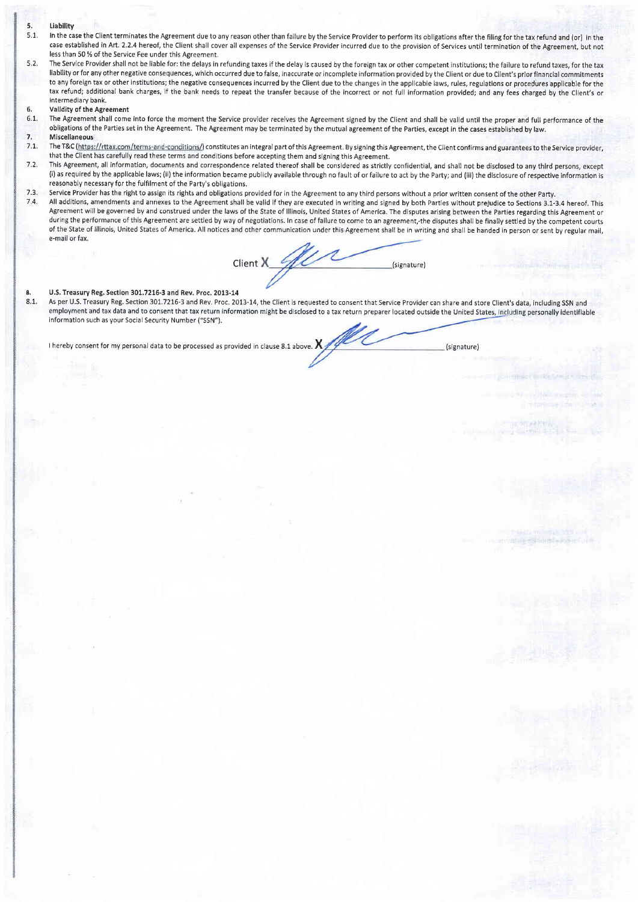## 5. Liability

5.1. In the case the Client terminates the Agreement due to any reason other than failure by the Service Provider to perform its obligations after the filing for the tax refund and (or) in the case established in Art. 2.2.4 hereof, the Client shall cover all expenses of the Service Provider incurred due to the provision of Services until termination of the Agreement, but not less than 50 % of the Service Fee under this Agreement.

5.2. The Service Provider shall not be liable for: the delays in refunding taxes if the delay is caused by the foreign tax or other competent institutions; the failure to refund taxes, for the tax liability or for any other negative consequences, which occurred due to false, inaccurate or incomplete information provided by the Client or due to Client's prior financial commitments to any foreign tax or other institutions; the negative consequences incurred by the Client due to the changes in the applicable laws, rules, regulations or procedures applicable for the tax refund; additional bank charges, if the bank needs to repeat the transfer because of the incorrect or not full information provided; and any fees charged by the Client's or intermediary bank.

## 6. Validity of the Agreement

6.1. The Agreement shall come into force the moment the Service provider receives the Agreement signed by the Client and shall be valid until the proper and full performance of the obligations of the Parties set in the Agreement. The Agreement may be terminated by the mutual agreement of the Parties, except in the cases established by law.

## 7. Miscellaneous

7.1. The T&C (https://rttax.com/terms-and-conditions/) constitutes an integral part of this Agreement. By signing this Agreement, the Client confirms and guarantees to the Service provider, that the Client has carefully read these terms and conditions before accepting them and signing this Agreement.

7.2. This Agreement, all information, documents and correspondence related thereof shall be considered as strictly confidential, and shall not be disclosed to any third persons, except (i) as required by the applicable laws; (ii) the information became publicly available through no fault of or failure to act by the Party; and (iii) the disclosure of respective information is reasonably necessary for the fulfilment of the Party's obligations.

7.3. Service Provider has the right to assign its rights and obligations provided for in the Agreement to any third persons without a prior written consent of the other Party.

7.4. All additions, amendments and annexes to the Agreement shall be valid if they are executed in writing and signed by both Parties without prejudice to Sections 3.1-3.4 hereof. This Agreement will be governed by and construed under the laws of the State of Illinois, United States of America. The disputes arising between the Parties regarding this Agreement or during the performance of this Agreement are settled by way of negotiations. In case of failure to come to an agreement, the disputes shall be finally settled by the competent courts of the State of Illinois, United States of America. All notices and other communication under this Agreement shall be in writing and shall be handed in person or sent by regular mail, e-mail or fax.

Client X\_\_\_\_\_\_\_\_\_\_\_\_\_\_\_\_\_\_\_\_(signature)

## 8. U.S. Treasury Reg. Section 301.7216-3 and Rev. Proc. 2013-14

8.1. As per U.S. Treasury Reg. Section 301.7216-3 and Rev. Proc. 2013-14, the Client is requested to consent that Service Provider can share and store Client's data, including SSN and employment and tax data and to consent that tax return information might be disclosed to a tax return preparer located outside the United States, including personally identifiable information such as your Social Security Number ("SSN").

I hereby consent for my personal data to be processed as provided in clause 8.1 above. X\_\_\_\_\_\_\_\_\_\_\_\_\_\_\_\_\_\_\_\_(signature)